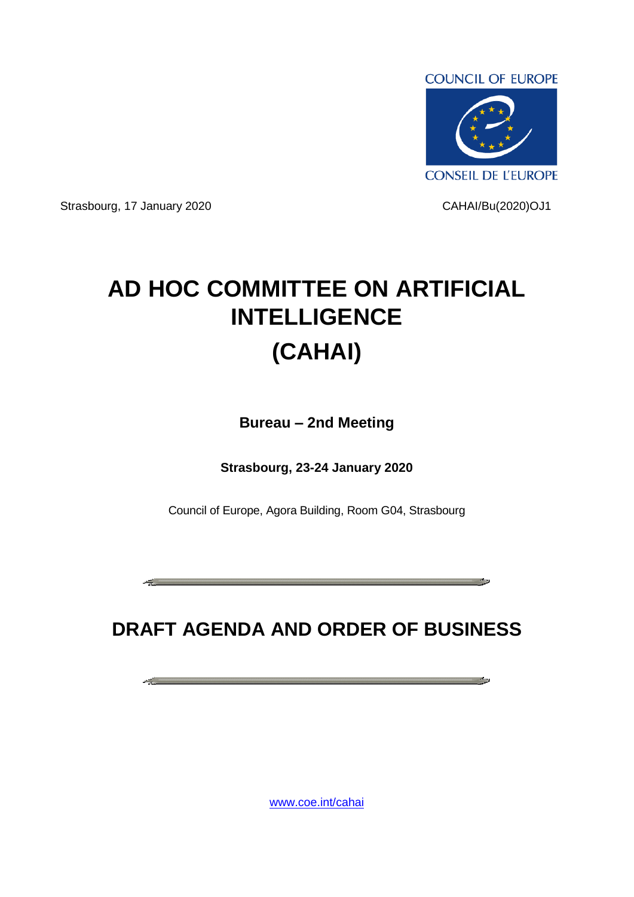COUNCIL OF EUROPE

CONSEIL DE L'EUROPE

Strasbourg, 17 January 2020

CAHAI/Bu(2020)OJ1

# AD HOC COMMITTEE ON ARTIFICIAL INTELLIGENCE (CAHAI)

**Bureau – 2nd Meeting**

**Strasbourg, 23-24 January 2020**

Council of Europe, Agora Building, Room G04, Strasbourg

---

## DRAFT AGENDA AND ORDER OF BUSINESS

---

www.coe.int/cahai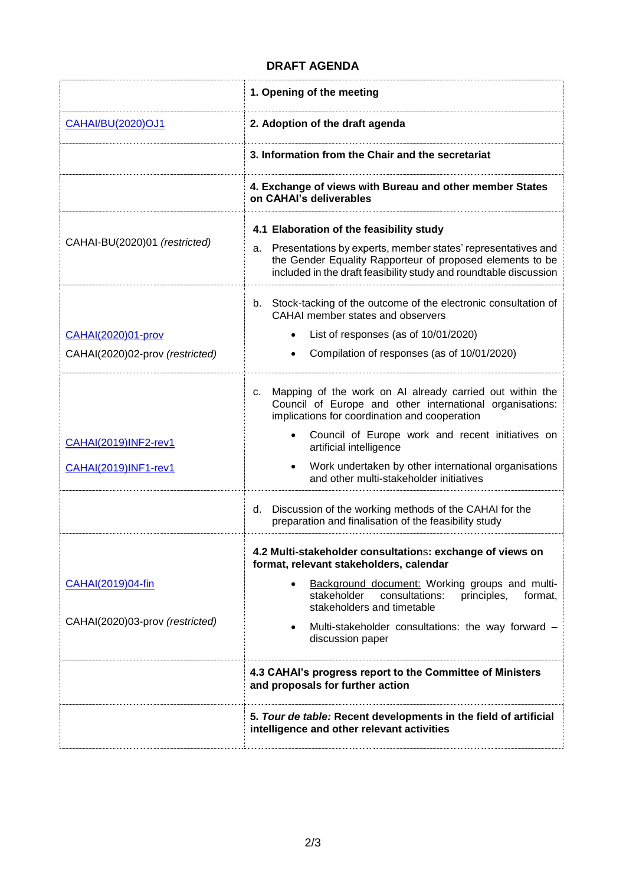**DRAFT AGENDA**

| | |
|---|---|
| | **1. Opening of the meeting** |
| CAHAI/BU(2020)OJ1 | **2. Adoption of the draft agenda** |
| | **3. Information from the Chair and the secretariat** |
| | **4. Exchange of views with Bureau and other member States on CAHAI's deliverables** |
| CAHAI-BU(2020)01 *(restricted)* | **4.1 Elaboration of the feasibility study**<br>a. Presentations by experts, member states' representatives and the Gender Equality Rapporteur of proposed elements to be included in the draft feasibility study and roundtable discussion |
| CAHAI(2020)01-prov<br>CAHAI(2020)02-prov *(restricted)* | b. Stock-tacking of the outcome of the electronic consultation of CAHAI member states and observers<br>• List of responses (as of 10/01/2020)<br>• Compilation of responses (as of 10/01/2020) |
| CAHAI(2019)INF2-rev1<br>CAHAI(2019)INF1-rev1 | c. Mapping of the work on AI already carried out within the Council of Europe and other international organisations: implications for coordination and cooperation<br>• Council of Europe work and recent initiatives on artificial intelligence<br>• Work undertaken by other international organisations and other multi-stakeholder initiatives |
| | d. Discussion of the working methods of the CAHAI for the preparation and finalisation of the feasibility study |
| CAHAI(2019)04-fin<br>CAHAI(2020)03-prov *(restricted)* | **4.2 Multi-stakeholder consultations: exchange of views on format, relevant stakeholders, calendar**<br>• Background document: Working groups and multi-stakeholder consultations: principles, format, stakeholders and timetable<br>• Multi-stakeholder consultations: the way forward – discussion paper |
| | **4.3 CAHAI's progress report to the Committee of Ministers and proposals for further action** |
| | **5. *Tour de table:* Recent developments in the field of artificial intelligence and other relevant activities** |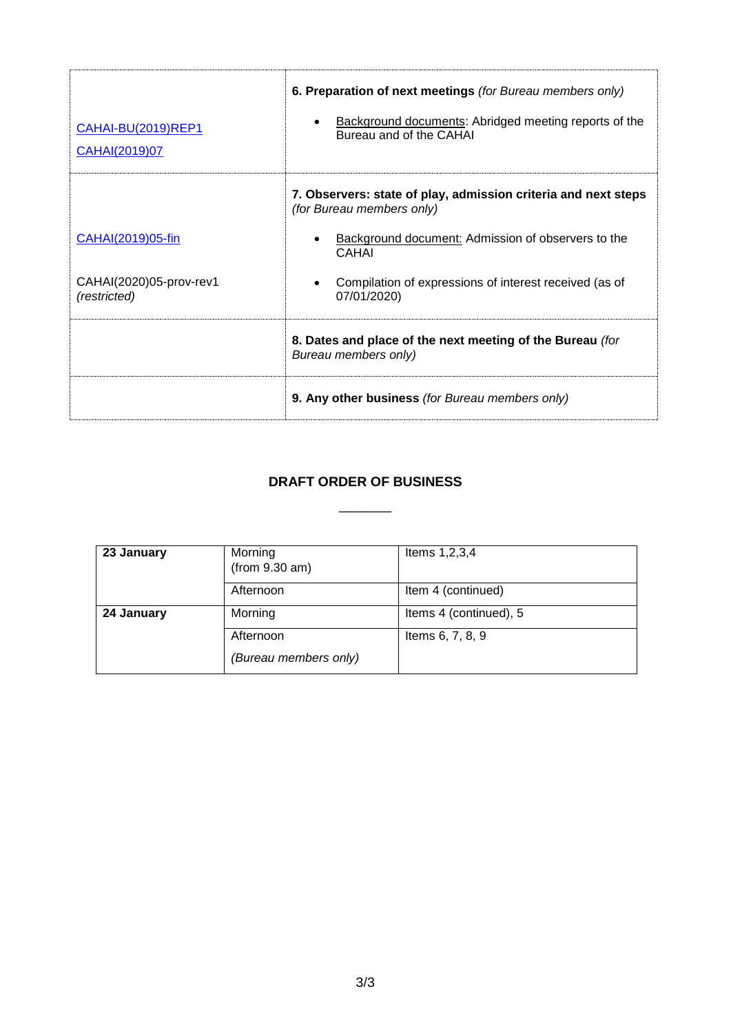| | |
|---|---|
| CAHAI-BU(2019)REP1<br>CAHAI(2019)07 | **6. Preparation of next meetings** *(for Bureau members only)*<br>• Background documents: Abridged meeting reports of the Bureau and of the CAHAI |
| CAHAI(2019)05-fin<br><br>CAHAI(2020)05-prov-rev1 *(restricted)* | **7. Observers: state of play, admission criteria and next steps** *(for Bureau members only)*<br>• Background document: Admission of observers to the CAHAI<br>• Compilation of expressions of interest received (as of 07/01/2020) |
| | **8. Dates and place of the next meeting of the Bureau** *(for Bureau members only)* |
| | **9. Any other business** *(for Bureau members only)* |

## DRAFT ORDER OF BUSINESS

| | | |
|---|---|---|
| **23 January** | Morning<br>(from 9.30 am) | Items 1,2,3,4 |
| | Afternoon | Item 4 (continued) |
| **24 January** | Morning | Items 4 (continued), 5 |
| | Afternoon<br>*(Bureau members only)* | Items 6, 7, 8, 9 |